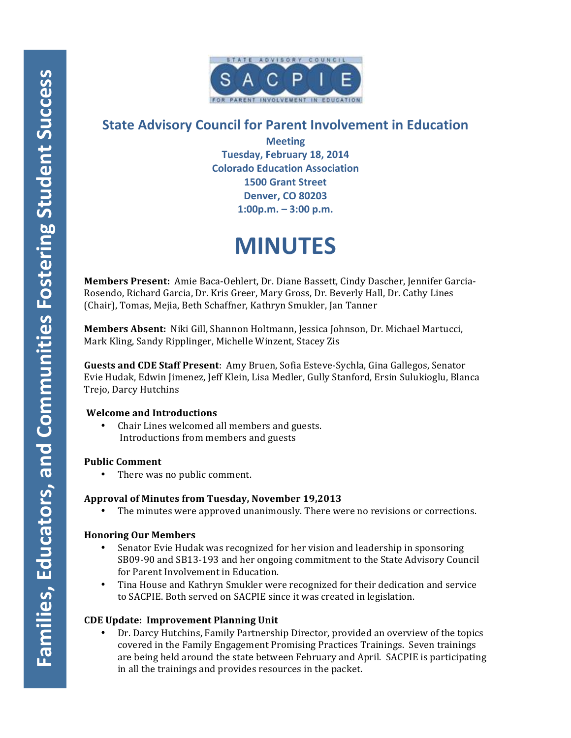STATE ADVISORY COUNCIL SACPIE FOR PARENT INVOLVEMENT IN EDUCATION

Families, Educators, and Communities Fostering Student Success

## State Advisory Council for Parent Involvement in Education

**Meeting**
**Tuesday, February 18, 2014**
**Colorado Education Association**
**1500 Grant Street**
**Denver, CO 80203**
**1:00p.m. – 3:00 p.m.**

# MINUTES

**Members Present:** Amie Baca-Oehlert, Dr. Diane Bassett, Cindy Dascher, Jennifer Garcia-Rosendo, Richard Garcia, Dr. Kris Greer, Mary Gross, Dr. Beverly Hall, Dr. Cathy Lines (Chair), Tomas, Mejia, Beth Schaffner, Kathryn Smukler, Jan Tanner

**Members Absent:** Niki Gill, Shannon Holtmann, Jessica Johnson, Dr. Michael Martucci, Mark Kling, Sandy Ripplinger, Michelle Winzent, Stacey Zis

**Guests and CDE Staff Present**: Amy Bruen, Sofia Esteve-Sychla, Gina Gallegos, Senator Evie Hudak, Edwin Jimenez, Jeff Klein, Lisa Medler, Gully Stanford, Ersin Sulukioglu, Blanca Trejo, Darcy Hutchins

**Welcome and Introductions**

- Chair Lines welcomed all members and guests.
  Introductions from members and guests

**Public Comment**

- There was no public comment.

**Approval of Minutes from Tuesday, November 19,2013**

- The minutes were approved unanimously. There were no revisions or corrections.

**Honoring Our Members**

- Senator Evie Hudak was recognized for her vision and leadership in sponsoring SB09-90 and SB13-193 and her ongoing commitment to the State Advisory Council for Parent Involvement in Education.
- Tina House and Kathryn Smukler were recognized for their dedication and service to SACPIE. Both served on SACPIE since it was created in legislation.

**CDE Update: Improvement Planning Unit**

- Dr. Darcy Hutchins, Family Partnership Director, provided an overview of the topics covered in the Family Engagement Promising Practices Trainings. Seven trainings are being held around the state between February and April. SACPIE is participating in all the trainings and provides resources in the packet.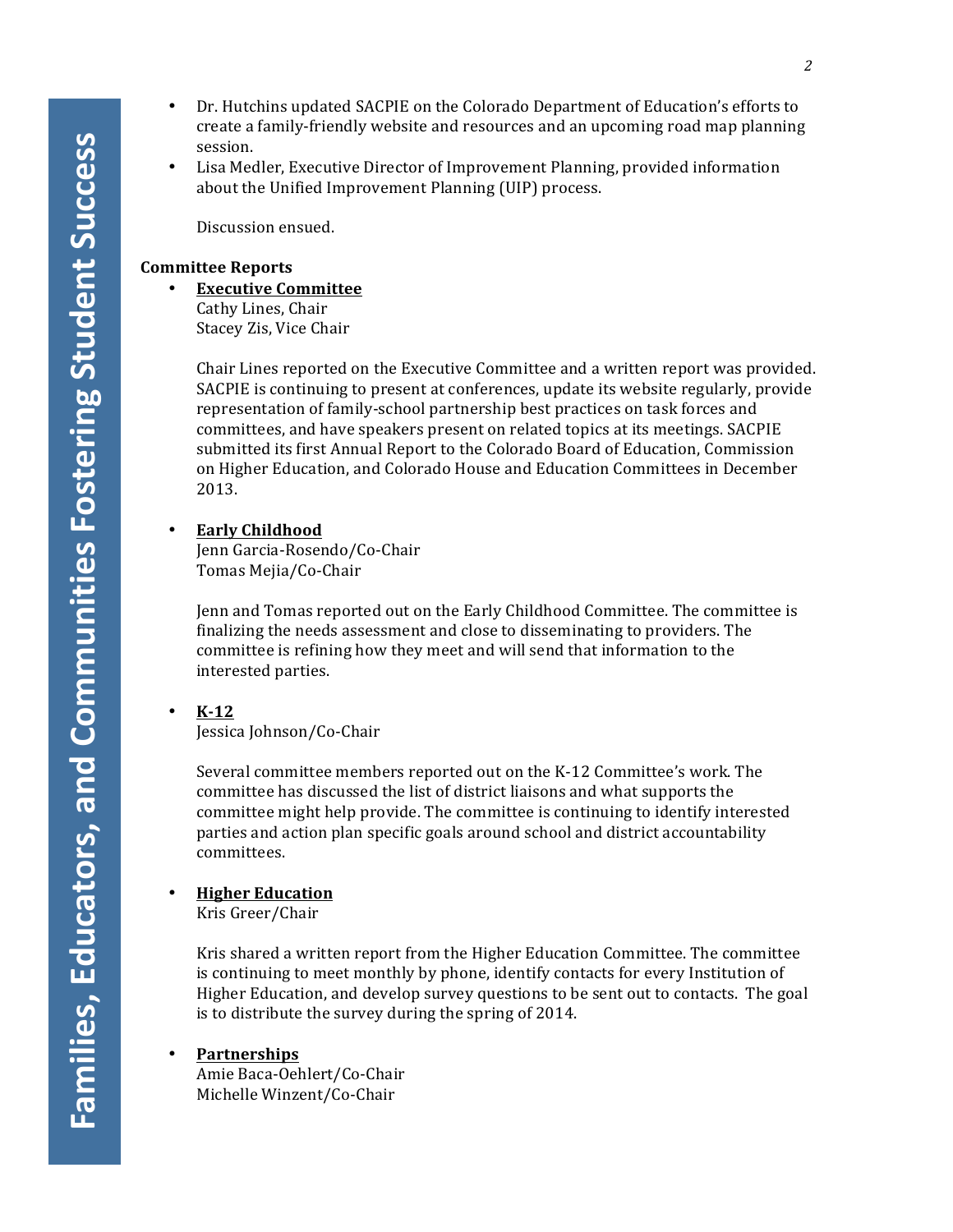- Dr. Hutchins updated SACPIE on the Colorado Department of Education's efforts to create a family-friendly website and resources and an upcoming road map planning session.
- Lisa Medler, Executive Director of Improvement Planning, provided information about the Unified Improvement Planning (UIP) process.

  Discussion ensued.

**Committee Reports**

- **<u>Executive Committee</u>**
  Cathy Lines, Chair
  Stacey Zis, Vice Chair

  Chair Lines reported on the Executive Committee and a written report was provided. SACPIE is continuing to present at conferences, update its website regularly, provide representation of family-school partnership best practices on task forces and committees, and have speakers present on related topics at its meetings. SACPIE submitted its first Annual Report to the Colorado Board of Education, Commission on Higher Education, and Colorado House and Education Committees in December 2013.

- **<u>Early Childhood</u>**
  Jenn Garcia-Rosendo/Co-Chair
  Tomas Mejia/Co-Chair

  Jenn and Tomas reported out on the Early Childhood Committee. The committee is finalizing the needs assessment and close to disseminating to providers. The committee is refining how they meet and will send that information to the interested parties.

- **<u>K-12</u>**
  Jessica Johnson/Co-Chair

  Several committee members reported out on the K-12 Committee's work. The committee has discussed the list of district liaisons and what supports the committee might help provide. The committee is continuing to identify interested parties and action plan specific goals around school and district accountability committees.

- **<u>Higher Education</u>**
  Kris Greer/Chair

  Kris shared a written report from the Higher Education Committee. The committee is continuing to meet monthly by phone, identify contacts for every Institution of Higher Education, and develop survey questions to be sent out to contacts. The goal is to distribute the survey during the spring of 2014.

- **<u>Partnerships</u>**
  Amie Baca-Oehlert/Co-Chair
  Michelle Winzent/Co-Chair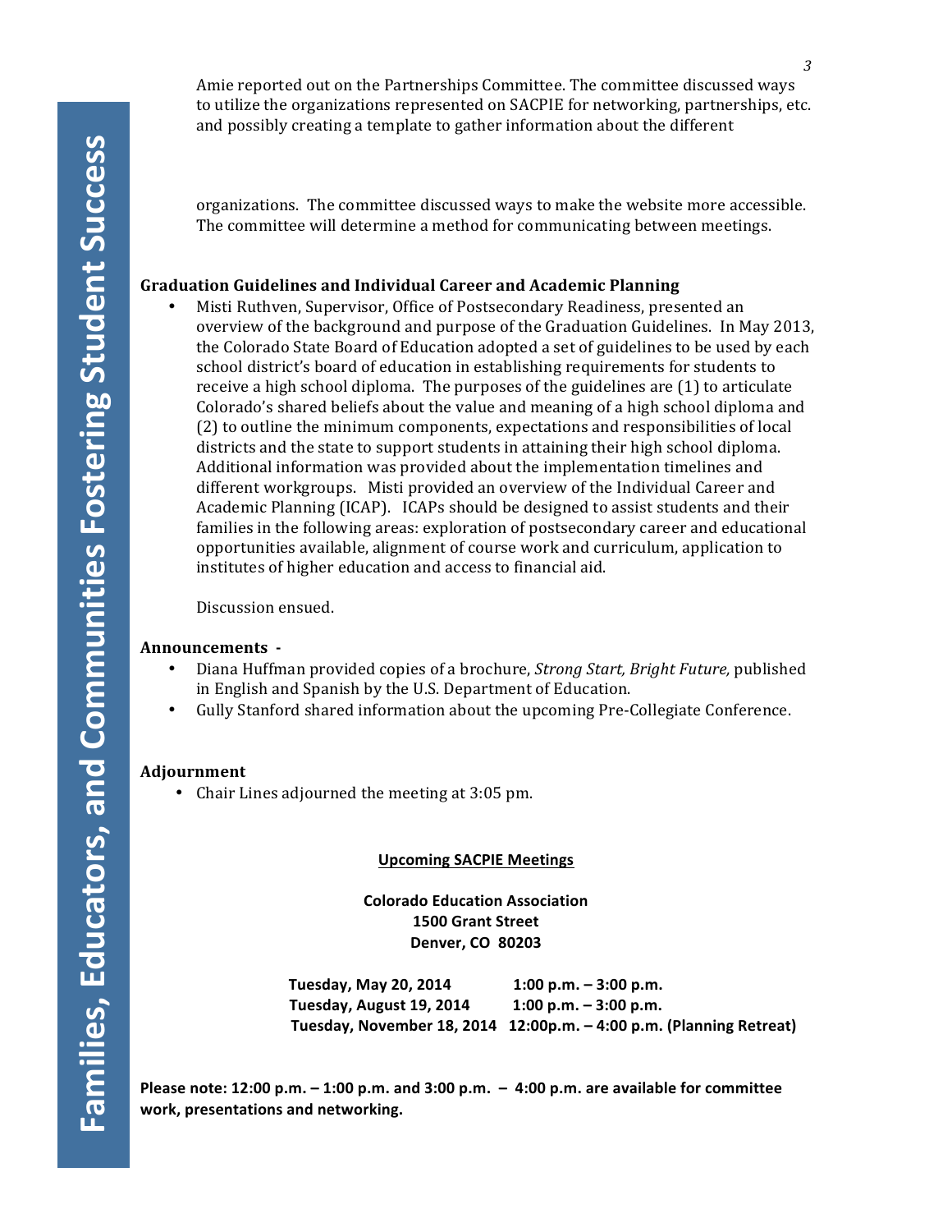Amie reported out on the Partnerships Committee. The committee discussed ways to utilize the organizations represented on SACPIE for networking, partnerships, etc. and possibly creating a template to gather information about the different organizations. The committee discussed ways to make the website more accessible. The committee will determine a method for communicating between meetings.

**Graduation Guidelines and Individual Career and Academic Planning**

- Misti Ruthven, Supervisor, Office of Postsecondary Readiness, presented an overview of the background and purpose of the Graduation Guidelines. In May 2013, the Colorado State Board of Education adopted a set of guidelines to be used by each school district's board of education in establishing requirements for students to receive a high school diploma. The purposes of the guidelines are (1) to articulate Colorado's shared beliefs about the value and meaning of a high school diploma and (2) to outline the minimum components, expectations and responsibilities of local districts and the state to support students in attaining their high school diploma. Additional information was provided about the implementation timelines and different workgroups. Misti provided an overview of the Individual Career and Academic Planning (ICAP). ICAPs should be designed to assist students and their families in the following areas: exploration of postsecondary career and educational opportunities available, alignment of course work and curriculum, application to institutes of higher education and access to financial aid.

  Discussion ensued.

**Announcements -**

- Diana Huffman provided copies of a brochure, *Strong Start, Bright Future,* published in English and Spanish by the U.S. Department of Education.
- Gully Stanford shared information about the upcoming Pre-Collegiate Conference.

**Adjournment**

- Chair Lines adjourned the meeting at 3:05 pm.

**Upcoming SACPIE Meetings**

**Colorado Education Association**
**1500 Grant Street**
**Denver, CO 80203**

**Tuesday, May 20, 2014** — **1:00 p.m. – 3:00 p.m.**
**Tuesday, August 19, 2014** — **1:00 p.m. – 3:00 p.m.**
**Tuesday, November 18, 2014** — **12:00p.m. – 4:00 p.m. (Planning Retreat)**

**Please note: 12:00 p.m. – 1:00 p.m. and 3:00 p.m. – 4:00 p.m. are available for committee work, presentations and networking.**

**Families, Educators, and Communities Fostering Student Success**